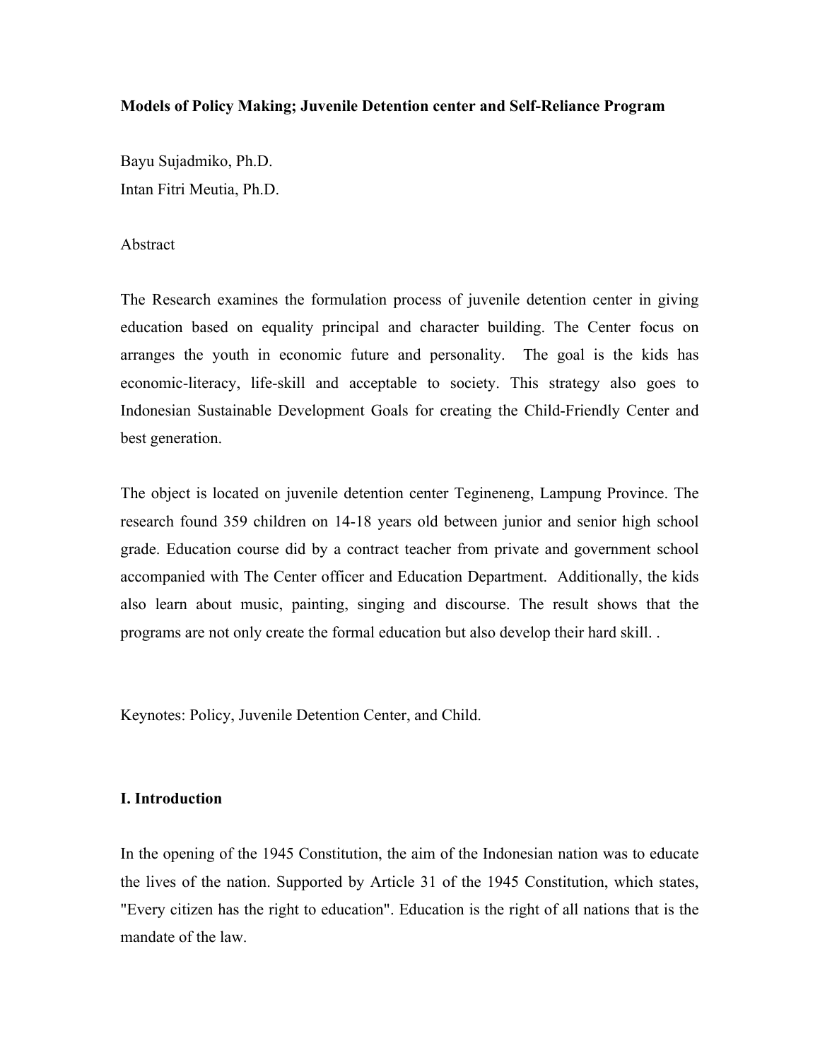# Models of Policy Making; Juvenile Detention center and Self-Reliance Program

Bayu Sujadmiko, Ph.D.
Intan Fitri Meutia, Ph.D.

Abstract

The Research examines the formulation process of juvenile detention center in giving education based on equality principal and character building. The Center focus on arranges the youth in economic future and personality. The goal is the kids has economic-literacy, life-skill and acceptable to society. This strategy also goes to Indonesian Sustainable Development Goals for creating the Child-Friendly Center and best generation.

The object is located on juvenile detention center Tegineneng, Lampung Province. The research found 359 children on 14-18 years old between junior and senior high school grade. Education course did by a contract teacher from private and government school accompanied with The Center officer and Education Department. Additionally, the kids also learn about music, painting, singing and discourse. The result shows that the programs are not only create the formal education but also develop their hard skill. .

Keynotes: Policy, Juvenile Detention Center, and Child.

## I. Introduction

In the opening of the 1945 Constitution, the aim of the Indonesian nation was to educate the lives of the nation. Supported by Article 31 of the 1945 Constitution, which states, "Every citizen has the right to education". Education is the right of all nations that is the mandate of the law.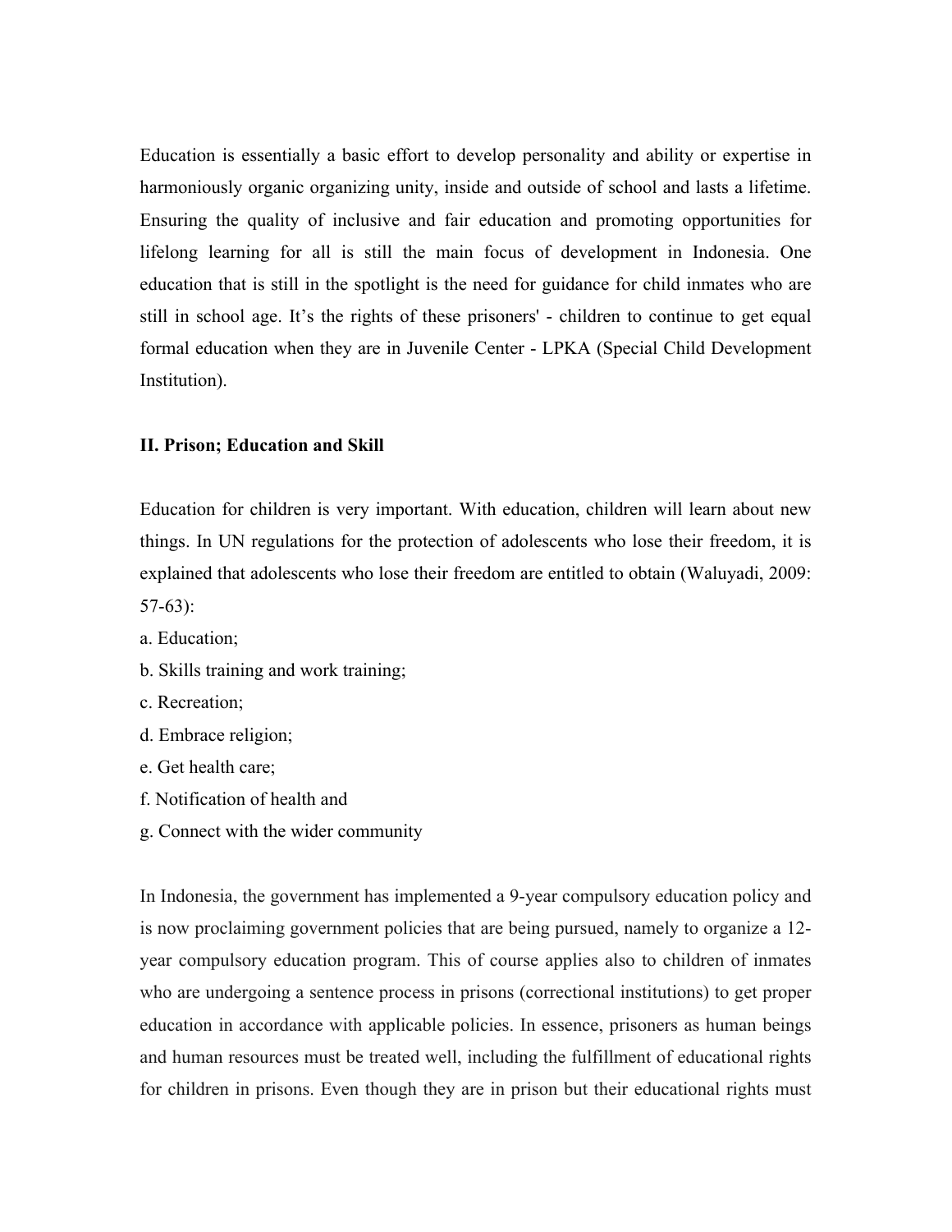Education is essentially a basic effort to develop personality and ability or expertise in harmoniously organic organizing unity, inside and outside of school and lasts a lifetime. Ensuring the quality of inclusive and fair education and promoting opportunities for lifelong learning for all is still the main focus of development in Indonesia. One education that is still in the spotlight is the need for guidance for child inmates who are still in school age. It's the rights of these prisoners' - children to continue to get equal formal education when they are in Juvenile Center - LPKA (Special Child Development Institution).

## II. Prison; Education and Skill

Education for children is very important. With education, children will learn about new things. In UN regulations for the protection of adolescents who lose their freedom, it is explained that adolescents who lose their freedom are entitled to obtain (Waluyadi, 2009: 57-63):

a. Education;
b. Skills training and work training;
c. Recreation;
d. Embrace religion;
e. Get health care;
f. Notification of health and
g. Connect with the wider community

In Indonesia, the government has implemented a 9-year compulsory education policy and is now proclaiming government policies that are being pursued, namely to organize a 12-year compulsory education program. This of course applies also to children of inmates who are undergoing a sentence process in prisons (correctional institutions) to get proper education in accordance with applicable policies. In essence, prisoners as human beings and human resources must be treated well, including the fulfillment of educational rights for children in prisons. Even though they are in prison but their educational rights must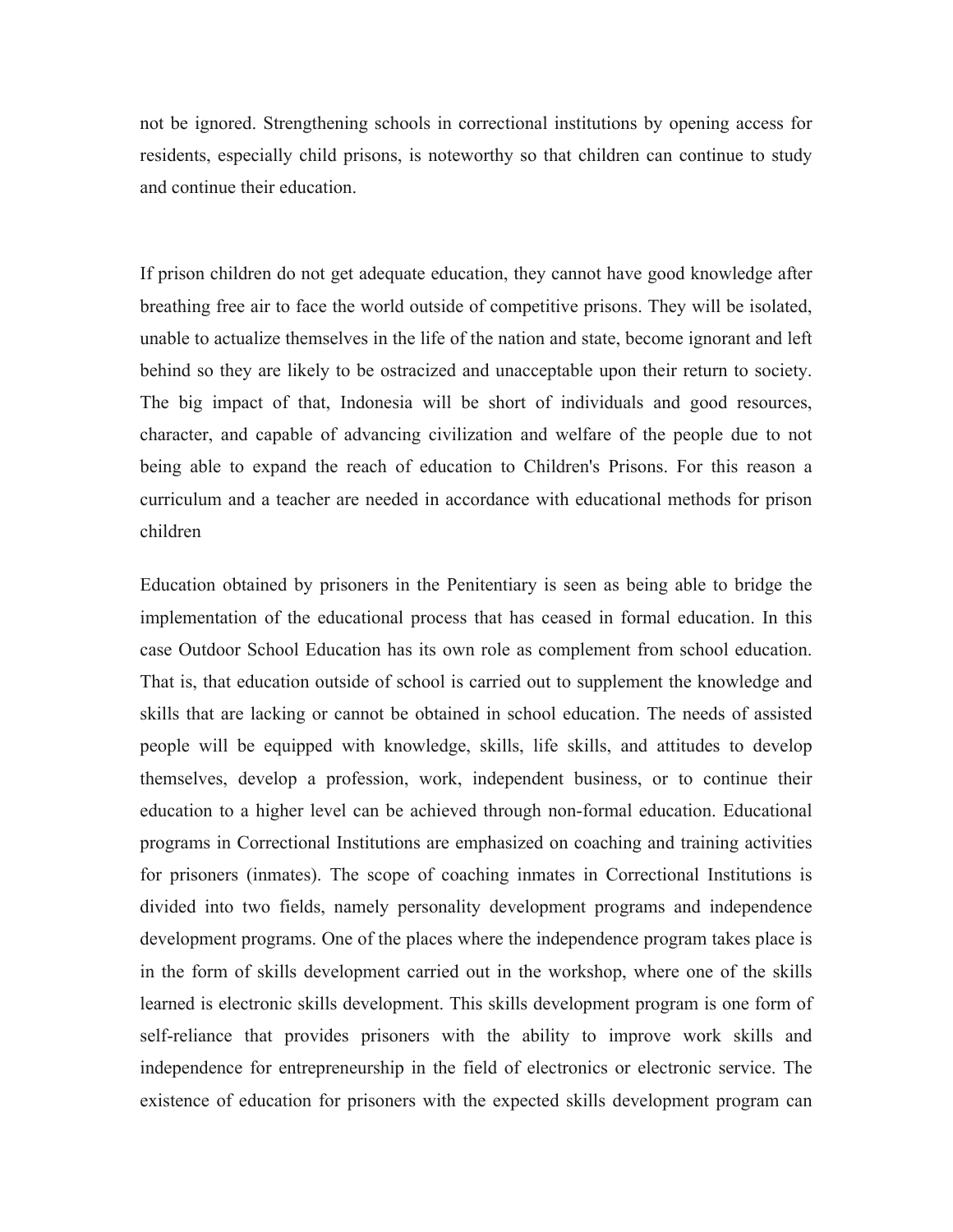not be ignored. Strengthening schools in correctional institutions by opening access for residents, especially child prisons, is noteworthy so that children can continue to study and continue their education.

If prison children do not get adequate education, they cannot have good knowledge after breathing free air to face the world outside of competitive prisons. They will be isolated, unable to actualize themselves in the life of the nation and state, become ignorant and left behind so they are likely to be ostracized and unacceptable upon their return to society. The big impact of that, Indonesia will be short of individuals and good resources, character, and capable of advancing civilization and welfare of the people due to not being able to expand the reach of education to Children's Prisons. For this reason a curriculum and a teacher are needed in accordance with educational methods for prison children

Education obtained by prisoners in the Penitentiary is seen as being able to bridge the implementation of the educational process that has ceased in formal education. In this case Outdoor School Education has its own role as complement from school education. That is, that education outside of school is carried out to supplement the knowledge and skills that are lacking or cannot be obtained in school education. The needs of assisted people will be equipped with knowledge, skills, life skills, and attitudes to develop themselves, develop a profession, work, independent business, or to continue their education to a higher level can be achieved through non-formal education. Educational programs in Correctional Institutions are emphasized on coaching and training activities for prisoners (inmates). The scope of coaching inmates in Correctional Institutions is divided into two fields, namely personality development programs and independence development programs. One of the places where the independence program takes place is in the form of skills development carried out in the workshop, where one of the skills learned is electronic skills development. This skills development program is one form of self-reliance that provides prisoners with the ability to improve work skills and independence for entrepreneurship in the field of electronics or electronic service. The existence of education for prisoners with the expected skills development program can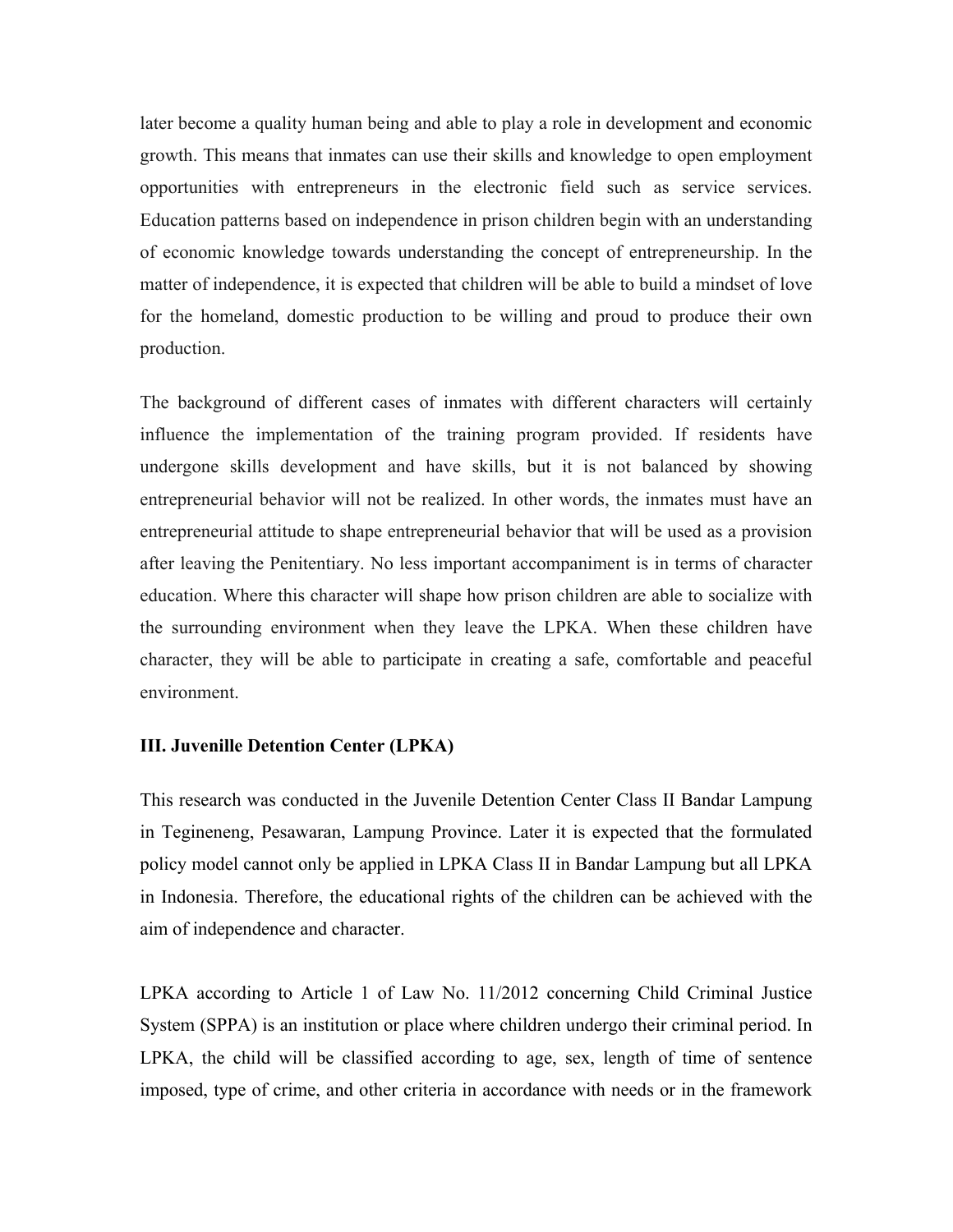later become a quality human being and able to play a role in development and economic growth. This means that inmates can use their skills and knowledge to open employment opportunities with entrepreneurs in the electronic field such as service services. Education patterns based on independence in prison children begin with an understanding of economic knowledge towards understanding the concept of entrepreneurship. In the matter of independence, it is expected that children will be able to build a mindset of love for the homeland, domestic production to be willing and proud to produce their own production.

The background of different cases of inmates with different characters will certainly influence the implementation of the training program provided. If residents have undergone skills development and have skills, but it is not balanced by showing entrepreneurial behavior will not be realized. In other words, the inmates must have an entrepreneurial attitude to shape entrepreneurial behavior that will be used as a provision after leaving the Penitentiary. No less important accompaniment is in terms of character education. Where this character will shape how prison children are able to socialize with the surrounding environment when they leave the LPKA. When these children have character, they will be able to participate in creating a safe, comfortable and peaceful environment.

## III. Juvenille Detention Center (LPKA)

This research was conducted in the Juvenile Detention Center Class II Bandar Lampung in Tegineneng, Pesawaran, Lampung Province. Later it is expected that the formulated policy model cannot only be applied in LPKA Class II in Bandar Lampung but all LPKA in Indonesia. Therefore, the educational rights of the children can be achieved with the aim of independence and character.

LPKA according to Article 1 of Law No. 11/2012 concerning Child Criminal Justice System (SPPA) is an institution or place where children undergo their criminal period. In LPKA, the child will be classified according to age, sex, length of time of sentence imposed, type of crime, and other criteria in accordance with needs or in the framework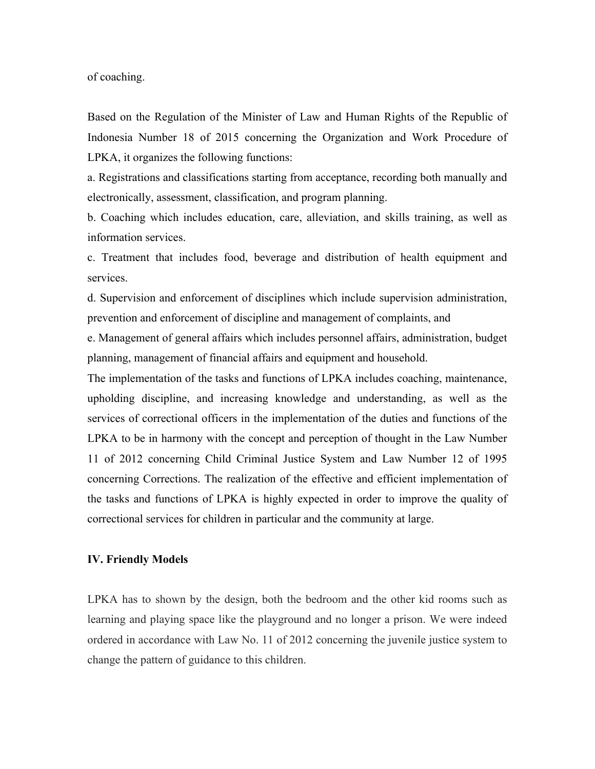of coaching.

Based on the Regulation of the Minister of Law and Human Rights of the Republic of Indonesia Number 18 of 2015 concerning the Organization and Work Procedure of LPKA, it organizes the following functions:

a. Registrations and classifications starting from acceptance, recording both manually and electronically, assessment, classification, and program planning.

b. Coaching which includes education, care, alleviation, and skills training, as well as information services.

c. Treatment that includes food, beverage and distribution of health equipment and services.

d. Supervision and enforcement of disciplines which include supervision administration, prevention and enforcement of discipline and management of complaints, and

e. Management of general affairs which includes personnel affairs, administration, budget planning, management of financial affairs and equipment and household.

The implementation of the tasks and functions of LPKA includes coaching, maintenance, upholding discipline, and increasing knowledge and understanding, as well as the services of correctional officers in the implementation of the duties and functions of the LPKA to be in harmony with the concept and perception of thought in the Law Number 11 of 2012 concerning Child Criminal Justice System and Law Number 12 of 1995 concerning Corrections. The realization of the effective and efficient implementation of the tasks and functions of LPKA is highly expected in order to improve the quality of correctional services for children in particular and the community at large.

## IV. Friendly Models

LPKA has to shown by the design, both the bedroom and the other kid rooms such as learning and playing space like the playground and no longer a prison. We were indeed ordered in accordance with Law No. 11 of 2012 concerning the juvenile justice system to change the pattern of guidance to this children.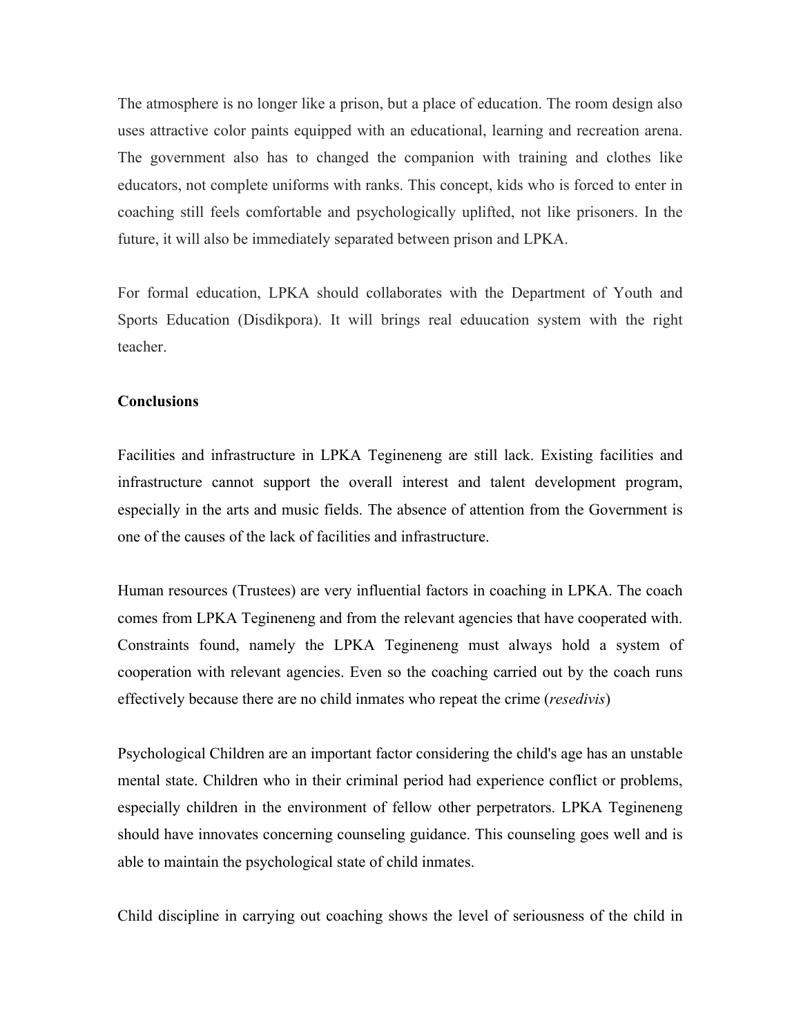The atmosphere is no longer like a prison, but a place of education. The room design also uses attractive color paints equipped with an educational, learning and recreation arena. The government also has to changed the companion with training and clothes like educators, not complete uniforms with ranks. This concept, kids who is forced to enter in coaching still feels comfortable and psychologically uplifted, not like prisoners. In the future, it will also be immediately separated between prison and LPKA.

For formal education, LPKA should collaborates with the Department of Youth and Sports Education (Disdikpora). It will brings real eduucation system with the right teacher.

**Conclusions**

Facilities and infrastructure in LPKA Tegineneng are still lack. Existing facilities and infrastructure cannot support the overall interest and talent development program, especially in the arts and music fields. The absence of attention from the Government is one of the causes of the lack of facilities and infrastructure.

Human resources (Trustees) are very influential factors in coaching in LPKA. The coach comes from LPKA Tegineneng and from the relevant agencies that have cooperated with. Constraints found, namely the LPKA Tegineneng must always hold a system of cooperation with relevant agencies. Even so the coaching carried out by the coach runs effectively because there are no child inmates who repeat the crime (*resedivis*)

Psychological Children are an important factor considering the child's age has an unstable mental state. Children who in their criminal period had experience conflict or problems, especially children in the environment of fellow other perpetrators. LPKA Tegineneng should have innovates concerning counseling guidance. This counseling goes well and is able to maintain the psychological state of child inmates.

Child discipline in carrying out coaching shows the level of seriousness of the child in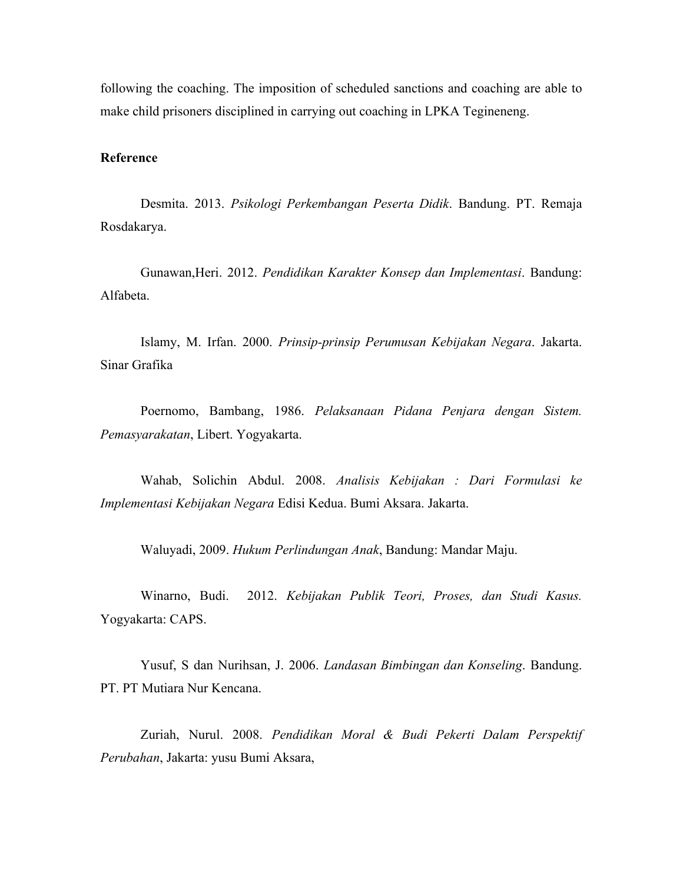following the coaching. The imposition of scheduled sanctions and coaching are able to make child prisoners disciplined in carrying out coaching in LPKA Tegineneng.

**Reference**

Desmita. 2013. *Psikologi Perkembangan Peserta Didik*. Bandung. PT. Remaja Rosdakarya.

Gunawan,Heri. 2012. *Pendidikan Karakter Konsep dan Implementasi*. Bandung: Alfabeta.

Islamy, M. Irfan. 2000. *Prinsip-prinsip Perumusan Kebijakan Negara*. Jakarta. Sinar Grafika

Poernomo, Bambang, 1986. *Pelaksanaan Pidana Penjara dengan Sistem. Pemasyarakatan*, Libert. Yogyakarta.

Wahab, Solichin Abdul. 2008. *Analisis Kebijakan : Dari Formulasi ke Implementasi Kebijakan Negara* Edisi Kedua. Bumi Aksara. Jakarta.

Waluyadi, 2009. *Hukum Perlindungan Anak*, Bandung: Mandar Maju.

Winarno, Budi. 2012. *Kebijakan Publik Teori, Proses, dan Studi Kasus.* Yogyakarta: CAPS.

Yusuf, S dan Nurihsan, J. 2006. *Landasan Bimbingan dan Konseling*. Bandung. PT. PT Mutiara Nur Kencana.

Zuriah, Nurul. 2008. *Pendidikan Moral & Budi Pekerti Dalam Perspektif Perubahan*, Jakarta: yusu Bumi Aksara,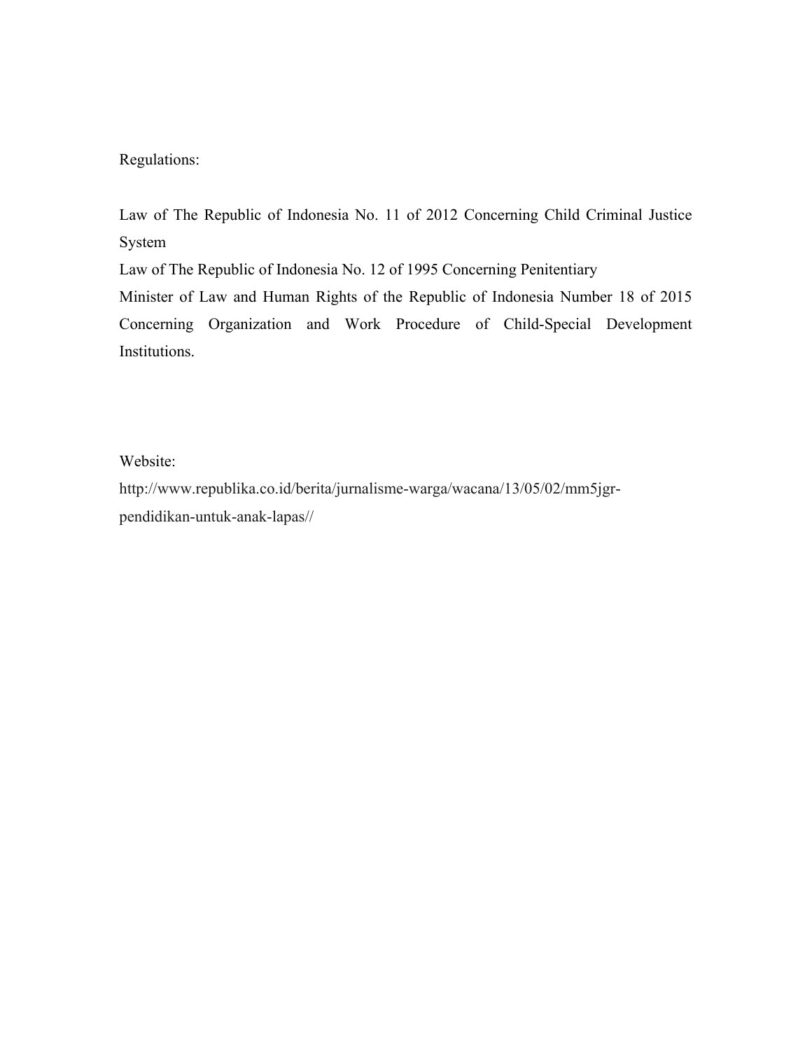Regulations:

Law of The Republic of Indonesia No. 11 of 2012 Concerning Child Criminal Justice System

Law of The Republic of Indonesia No. 12 of 1995 Concerning Penitentiary

Minister of Law and Human Rights of the Republic of Indonesia Number 18 of 2015 Concerning Organization and Work Procedure of Child-Special Development Institutions.

Website:

http://www.republika.co.id/berita/jurnalisme-warga/wacana/13/05/02/mm5jgr-pendidikan-untuk-anak-lapas//